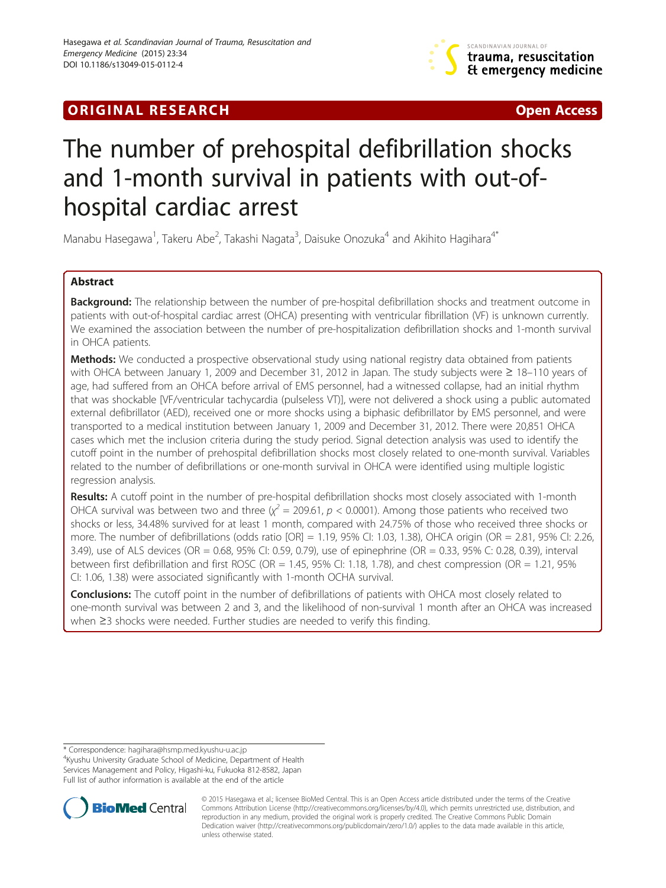ORIGINAL RESEARCH Open Access

# The number of prehospital defibrillation shocks and 1-month survival in patients with out-of-hospital cardiac arrest

Manabu Hasegawa[1], Takeru Abe[2], Takashi Nagata[3], Daisuke Onozuka[4] and Akihito Hagihara[4*]

## Abstract

**Background:** The relationship between the number of pre-hospital defibrillation shocks and treatment outcome in patients with out-of-hospital cardiac arrest (OHCA) presenting with ventricular fibrillation (VF) is unknown currently. We examined the association between the number of pre-hospitalization defibrillation shocks and 1-month survival in OHCA patients.

**Methods:** We conducted a prospective observational study using national registry data obtained from patients with OHCA between January 1, 2009 and December 31, 2012 in Japan. The study subjects were ≥ 18–110 years of age, had suffered from an OHCA before arrival of EMS personnel, had a witnessed collapse, had an initial rhythm that was shockable [VF/ventricular tachycardia (pulseless VT)], were not delivered a shock using a public automated external defibrillator (AED), received one or more shocks using a biphasic defibrillator by EMS personnel, and were transported to a medical institution between January 1, 2009 and December 31, 2012. There were 20,851 OHCA cases which met the inclusion criteria during the study period. Signal detection analysis was used to identify the cutoff point in the number of prehospital defibrillation shocks most closely related to one-month survival. Variables related to the number of defibrillations or one-month survival in OHCA were identified using multiple logistic regression analysis.

**Results:** A cutoff point in the number of pre-hospital defibrillation shocks most closely associated with 1-month OHCA survival was between two and three ($\chi^2 = 209.61$, $p < 0.0001$). Among those patients who received two shocks or less, 34.48% survived for at least 1 month, compared with 24.75% of those who received three shocks or more. The number of defibrillations (odds ratio [OR] = 1.19, 95% CI: 1.03, 1.38), OHCA origin (OR = 2.81, 95% CI: 2.26, 3.49), use of ALS devices (OR = 0.68, 95% CI: 0.59, 0.79), use of epinephrine (OR = 0.33, 95% C: 0.28, 0.39), interval between first defibrillation and first ROSC (OR = 1.45, 95% CI: 1.18, 1.78), and chest compression (OR = 1.21, 95% CI: 1.06, 1.38) were associated significantly with 1-month OCHA survival.

**Conclusions:** The cutoff point in the number of defibrillations of patients with OHCA most closely related to one-month survival was between 2 and 3, and the likelihood of non-survival 1 month after an OHCA was increased when ≥3 shocks were needed. Further studies are needed to verify this finding.

\* Correspondence: hagihara@hsmp.med.kyushu-u.ac.jp
[4]Kyushu University Graduate School of Medicine, Department of Health Services Management and Policy, Higashi-ku, Fukuoka 812-8582, Japan
Full list of author information is available at the end of the article

© 2015 Hasegawa et al.; licensee BioMed Central. This is an Open Access article distributed under the terms of the Creative Commons Attribution License (http://creativecommons.org/licenses/by/4.0), which permits unrestricted use, distribution, and reproduction in any medium, provided the original work is properly credited. The Creative Commons Public Domain Dedication waiver (http://creativecommons.org/publicdomain/zero/1.0/) applies to the data made available in this article, unless otherwise stated.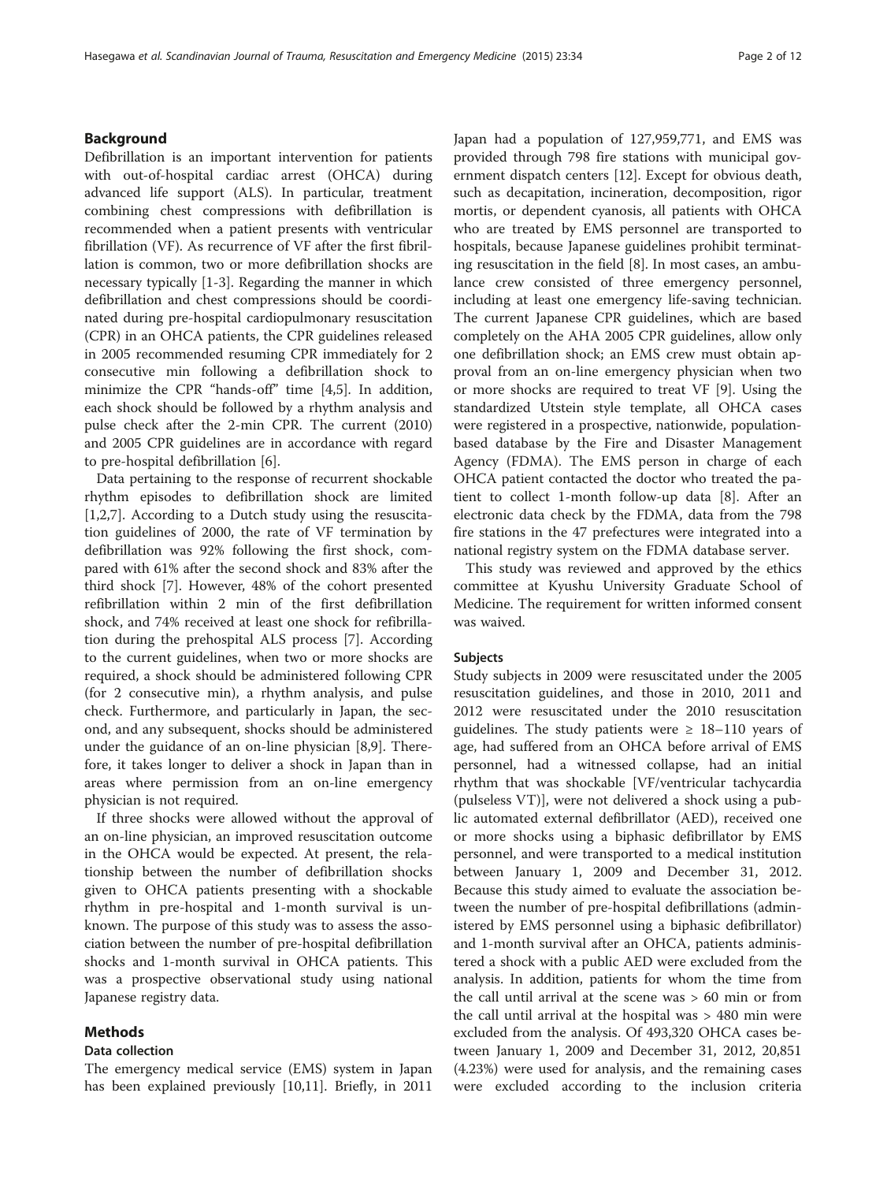## Background

Defibrillation is an important intervention for patients with out-of-hospital cardiac arrest (OHCA) during advanced life support (ALS). In particular, treatment combining chest compressions with defibrillation is recommended when a patient presents with ventricular fibrillation (VF). As recurrence of VF after the first fibrillation is common, two or more defibrillation shocks are necessary typically [1-3]. Regarding the manner in which defibrillation and chest compressions should be coordinated during pre-hospital cardiopulmonary resuscitation (CPR) in an OHCA patients, the CPR guidelines released in 2005 recommended resuming CPR immediately for 2 consecutive min following a defibrillation shock to minimize the CPR "hands-off" time [4,5]. In addition, each shock should be followed by a rhythm analysis and pulse check after the 2-min CPR. The current (2010) and 2005 CPR guidelines are in accordance with regard to pre-hospital defibrillation [6].

Data pertaining to the response of recurrent shockable rhythm episodes to defibrillation shock are limited [1,2,7]. According to a Dutch study using the resuscitation guidelines of 2000, the rate of VF termination by defibrillation was 92% following the first shock, compared with 61% after the second shock and 83% after the third shock [7]. However, 48% of the cohort presented refibrillation within 2 min of the first defibrillation shock, and 74% received at least one shock for refibrillation during the prehospital ALS process [7]. According to the current guidelines, when two or more shocks are required, a shock should be administered following CPR (for 2 consecutive min), a rhythm analysis, and pulse check. Furthermore, and particularly in Japan, the second, and any subsequent, shocks should be administered under the guidance of an on-line physician [8,9]. Therefore, it takes longer to deliver a shock in Japan than in areas where permission from an on-line emergency physician is not required.

If three shocks were allowed without the approval of an on-line physician, an improved resuscitation outcome in the OHCA would be expected. At present, the relationship between the number of defibrillation shocks given to OHCA patients presenting with a shockable rhythm in pre-hospital and 1-month survival is unknown. The purpose of this study was to assess the association between the number of pre-hospital defibrillation shocks and 1-month survival in OHCA patients. This was a prospective observational study using national Japanese registry data.

## Methods

### Data collection

The emergency medical service (EMS) system in Japan has been explained previously [10,11]. Briefly, in 2011 Japan had a population of 127,959,771, and EMS was provided through 798 fire stations with municipal government dispatch centers [12]. Except for obvious death, such as decapitation, incineration, decomposition, rigor mortis, or dependent cyanosis, all patients with OHCA who are treated by EMS personnel are transported to hospitals, because Japanese guidelines prohibit terminating resuscitation in the field [8]. In most cases, an ambulance crew consisted of three emergency personnel, including at least one emergency life-saving technician. The current Japanese CPR guidelines, which are based completely on the AHA 2005 CPR guidelines, allow only one defibrillation shock; an EMS crew must obtain approval from an on-line emergency physician when two or more shocks are required to treat VF [9]. Using the standardized Utstein style template, all OHCA cases were registered in a prospective, nationwide, population-based database by the Fire and Disaster Management Agency (FDMA). The EMS person in charge of each OHCA patient contacted the doctor who treated the patient to collect 1-month follow-up data [8]. After an electronic data check by the FDMA, data from the 798 fire stations in the 47 prefectures were integrated into a national registry system on the FDMA database server.

This study was reviewed and approved by the ethics committee at Kyushu University Graduate School of Medicine. The requirement for written informed consent was waived.

### Subjects

Study subjects in 2009 were resuscitated under the 2005 resuscitation guidelines, and those in 2010, 2011 and 2012 were resuscitated under the 2010 resuscitation guidelines. The study patients were ≥ 18–110 years of age, had suffered from an OHCA before arrival of EMS personnel, had a witnessed collapse, had an initial rhythm that was shockable [VF/ventricular tachycardia (pulseless VT)], were not delivered a shock using a public automated external defibrillator (AED), received one or more shocks using a biphasic defibrillator by EMS personnel, and were transported to a medical institution between January 1, 2009 and December 31, 2012. Because this study aimed to evaluate the association between the number of pre-hospital defibrillations (administered by EMS personnel using a biphasic defibrillator) and 1-month survival after an OHCA, patients administered a shock with a public AED were excluded from the analysis. In addition, patients for whom the time from the call until arrival at the scene was > 60 min or from the call until arrival at the hospital was > 480 min were excluded from the analysis. Of 493,320 OHCA cases between January 1, 2009 and December 31, 2012, 20,851 (4.23%) were used for analysis, and the remaining cases were excluded according to the inclusion criteria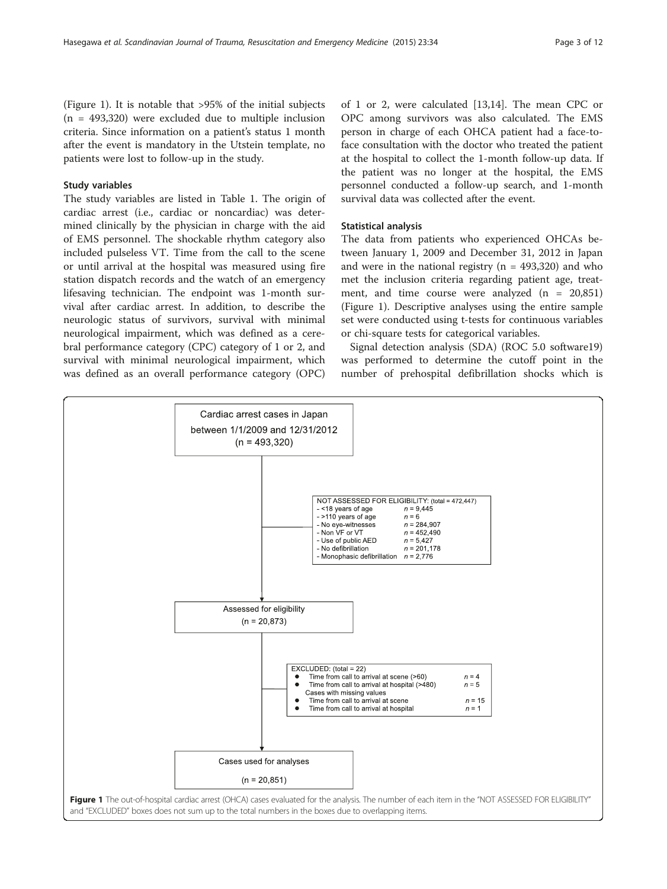(Figure 1). It is notable that >95% of the initial subjects (n = 493,320) were excluded due to multiple inclusion criteria. Since information on a patient's status 1 month after the event is mandatory in the Utstein template, no patients were lost to follow-up in the study.

### Study variables

The study variables are listed in Table 1. The origin of cardiac arrest (i.e., cardiac or noncardiac) was determined clinically by the physician in charge with the aid of EMS personnel. The shockable rhythm category also included pulseless VT. Time from the call to the scene or until arrival at the hospital was measured using fire station dispatch records and the watch of an emergency lifesaving technician. The endpoint was 1-month survival after cardiac arrest. In addition, to describe the neurologic status of survivors, survival with minimal neurological impairment, which was defined as a cerebral performance category (CPC) category of 1 or 2, and survival with minimal neurological impairment, which was defined as an overall performance category (OPC) of 1 or 2, were calculated [13,14]. The mean CPC or OPC among survivors was also calculated. The EMS person in charge of each OHCA patient had a face-to-face consultation with the doctor who treated the patient at the hospital to collect the 1-month follow-up data. If the patient was no longer at the hospital, the EMS personnel conducted a follow-up search, and 1-month survival data was collected after the event.

### Statistical analysis

The data from patients who experienced OHCAs between January 1, 2009 and December 31, 2012 in Japan and were in the national registry (n = 493,320) and who met the inclusion criteria regarding patient age, treatment, and time course were analyzed (n = 20,851) (Figure 1). Descriptive analyses using the entire sample set were conducted using t-tests for continuous variables or chi-square tests for categorical variables.

Signal detection analysis (SDA) (ROC 5.0 software19) was performed to determine the cutoff point in the number of prehospital defibrillation shocks which is

Cardiac arrest cases in Japan between 1/1/2009 and 12/31/2012 (n = 493,320)

NOT ASSESSED FOR ELIGIBILITY: (total = 472,447)
- <18 years of age — n = 9,445
- >110 years of age — n = 6
- No eye-witnesses — n = 284,907
- Non VF or VT — n = 452,490
- Use of public AED — n = 5,427
- No defibrillation — n = 201,178
- Monophasic defibrillation — n = 2,776

Assessed for eligibility (n = 20,873)

EXCLUDED: (total = 22)
- Time from call to arrival at scene (>60) — n = 4
- Time from call to arrival at hospital (>480) — n = 5

Cases with missing values
- Time from call to arrival at scene — n = 15
- Time from call to arrival at hospital — n = 1

Cases used for analyses (n = 20,851)

**Figure 1** The out-of-hospital cardiac arrest (OHCA) cases evaluated for the analysis. The number of each item in the "NOT ASSESSED FOR ELIGIBILITY" and "EXCLUDED" boxes does not sum up to the total numbers in the boxes due to overlapping items.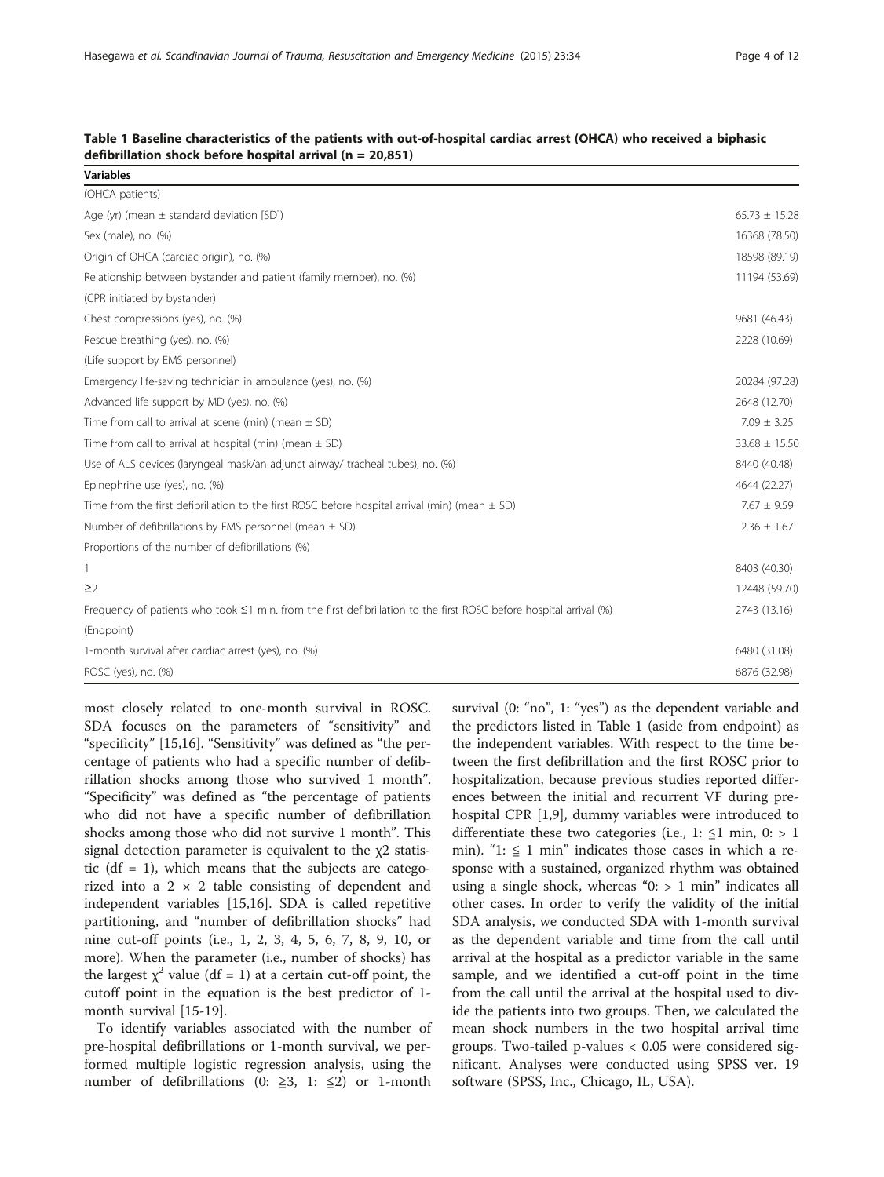**Table 1 Baseline characteristics of the patients with out-of-hospital cardiac arrest (OHCA) who received a biphasic defibrillation shock before hospital arrival (n = 20,851)**

| Variables | |
|---|---|
| (OHCA patients) | |
| Age (yr) (mean ± standard deviation [SD]) | 65.73 ± 15.28 |
| Sex (male), no. (%) | 16368 (78.50) |
| Origin of OHCA (cardiac origin), no. (%) | 18598 (89.19) |
| Relationship between bystander and patient (family member), no. (%) | 11194 (53.69) |
| (CPR initiated by bystander) | |
| Chest compressions (yes), no. (%) | 9681 (46.43) |
| Rescue breathing (yes), no. (%) | 2228 (10.69) |
| (Life support by EMS personnel) | |
| Emergency life-saving technician in ambulance (yes), no. (%) | 20284 (97.28) |
| Advanced life support by MD (yes), no. (%) | 2648 (12.70) |
| Time from call to arrival at scene (min) (mean ± SD) | 7.09 ± 3.25 |
| Time from call to arrival at hospital (min) (mean ± SD) | 33.68 ± 15.50 |
| Use of ALS devices (laryngeal mask/an adjunct airway/ tracheal tubes), no. (%) | 8440 (40.48) |
| Epinephrine use (yes), no. (%) | 4644 (22.27) |
| Time from the first defibrillation to the first ROSC before hospital arrival (min) (mean ± SD) | 7.67 ± 9.59 |
| Number of defibrillations by EMS personnel (mean ± SD) | 2.36 ± 1.67 |
| Proportions of the number of defibrillations (%) | |
| 1 | 8403 (40.30) |
| ≥2 | 12448 (59.70) |
| Frequency of patients who took ≤1 min. from the first defibrillation to the first ROSC before hospital arrival (%) | 2743 (13.16) |
| (Endpoint) | |
| 1-month survival after cardiac arrest (yes), no. (%) | 6480 (31.08) |
| ROSC (yes), no. (%) | 6876 (32.98) |

most closely related to one-month survival in ROSC. SDA focuses on the parameters of "sensitivity" and "specificity" [15,16]. "Sensitivity" was defined as "the percentage of patients who had a specific number of defibrillation shocks among those who survived 1 month". "Specificity" was defined as "the percentage of patients who did not have a specific number of defibrillation shocks among those who did not survive 1 month". This signal detection parameter is equivalent to the $\chi^2$ statistic (df = 1), which means that the subjects are categorized into a 2 × 2 table consisting of dependent and independent variables [15,16]. SDA is called repetitive partitioning, and "number of defibrillation shocks" had nine cut-off points (i.e., 1, 2, 3, 4, 5, 6, 7, 8, 9, 10, or more). When the parameter (i.e., number of shocks) has the largest $\chi^2$ value (df = 1) at a certain cut-off point, the cutoff point in the equation is the best predictor of 1-month survival [15-19].

To identify variables associated with the number of pre-hospital defibrillations or 1-month survival, we performed multiple logistic regression analysis, using the number of defibrillations (0: ≧3, 1: ≦2) or 1-month survival (0: "no", 1: "yes") as the dependent variable and the predictors listed in Table 1 (aside from endpoint) as the independent variables. With respect to the time between the first defibrillation and the first ROSC prior to hospitalization, because previous studies reported differences between the initial and recurrent VF during prehospital CPR [1,9], dummy variables were introduced to differentiate these two categories (i.e., 1: ≦1 min, 0: > 1 min). "1: ≦ 1 min" indicates those cases in which a response with a sustained, organized rhythm was obtained using a single shock, whereas "0: > 1 min" indicates all other cases. In order to verify the validity of the initial SDA analysis, we conducted SDA with 1-month survival as the dependent variable and time from the call until arrival at the hospital as a predictor variable in the same sample, and we identified a cut-off point in the time from the call until the arrival at the hospital used to divide the patients into two groups. Then, we calculated the mean shock numbers in the two hospital arrival time groups. Two-tailed p-values < 0.05 were considered significant. Analyses were conducted using SPSS ver. 19 software (SPSS, Inc., Chicago, IL, USA).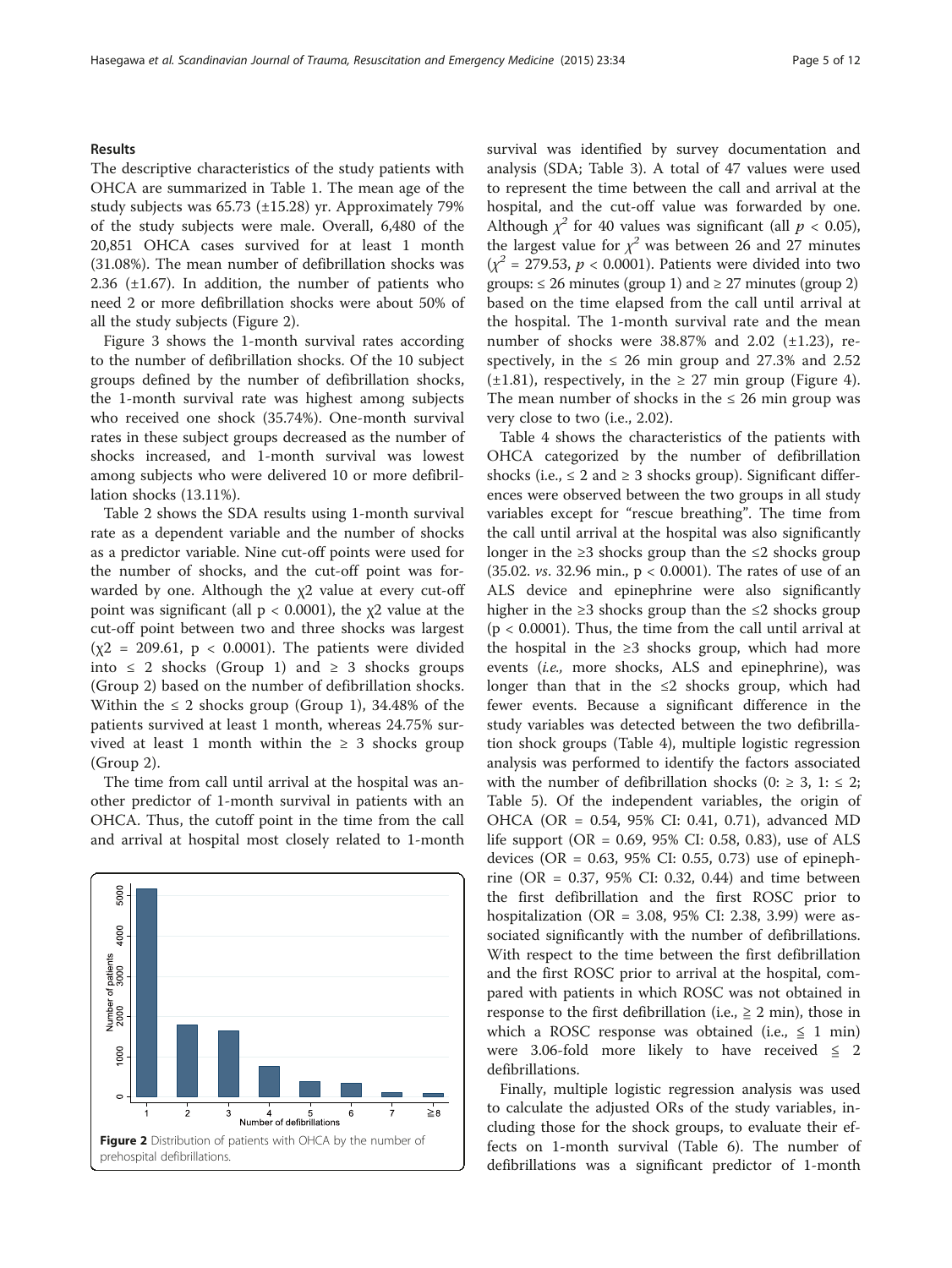## Results

The descriptive characteristics of the study patients with OHCA are summarized in Table 1. The mean age of the study subjects was 65.73 (±15.28) yr. Approximately 79% of the study subjects were male. Overall, 6,480 of the 20,851 OHCA cases survived for at least 1 month (31.08%). The mean number of defibrillation shocks was 2.36 (±1.67). In addition, the number of patients who need 2 or more defibrillation shocks were about 50% of all the study subjects (Figure 2).

Figure 3 shows the 1-month survival rates according to the number of defibrillation shocks. Of the 10 subject groups defined by the number of defibrillation shocks, the 1-month survival rate was highest among subjects who received one shock (35.74%). One-month survival rates in these subject groups decreased as the number of shocks increased, and 1-month survival was lowest among subjects who were delivered 10 or more defibrillation shocks (13.11%).

Table 2 shows the SDA results using 1-month survival rate as a dependent variable and the number of shocks as a predictor variable. Nine cut-off points were used for the number of shocks, and the cut-off point was forwarded by one. Although the $\chi2$ value at every cut-off point was significant (all $p < 0.0001$), the $\chi2$ value at the cut-off point between two and three shocks was largest ($\chi2 = 209.61$, $p < 0.0001$). The patients were divided into ≤ 2 shocks (Group 1) and ≥ 3 shocks groups (Group 2) based on the number of defibrillation shocks. Within the ≤ 2 shocks group (Group 1), 34.48% of the patients survived at least 1 month, whereas 24.75% survived at least 1 month within the ≥ 3 shocks group (Group 2).

The time from call until arrival at the hospital was another predictor of 1-month survival in patients with an OHCA. Thus, the cutoff point in the time from the call and arrival at hospital most closely related to 1-month survival was identified by survey documentation and analysis (SDA; Table 3). A total of 47 values were used to represent the time between the call and arrival at the hospital, and the cut-off value was forwarded by one. Although $\chi^2$ for 40 values was significant (all $p < 0.05$), the largest value for $\chi^2$ was between 26 and 27 minutes ($\chi^2 = 279.53$, $p < 0.0001$). Patients were divided into two groups: ≤ 26 minutes (group 1) and ≥ 27 minutes (group 2) based on the time elapsed from the call until arrival at the hospital. The 1-month survival rate and the mean number of shocks were 38.87% and 2.02 (±1.23), respectively, in the ≤ 26 min group and 27.3% and 2.52 (±1.81), respectively, in the ≥ 27 min group (Figure 4). The mean number of shocks in the ≤ 26 min group was very close to two (i.e., 2.02).

Table 4 shows the characteristics of the patients with OHCA categorized by the number of defibrillation shocks (i.e., ≤ 2 and ≥ 3 shocks group). Significant differences were observed between the two groups in all study variables except for "rescue breathing". The time from the call until arrival at the hospital was also significantly longer in the ≥3 shocks group than the ≤2 shocks group (35.02. *vs*. 32.96 min., $p < 0.0001$). The rates of use of an ALS device and epinephrine were also significantly higher in the ≥3 shocks group than the ≤2 shocks group ($p < 0.0001$). Thus, the time from the call until arrival at the hospital in the ≥3 shocks group, which had more events (*i.e.,* more shocks, ALS and epinephrine), was longer than that in the ≤2 shocks group, which had fewer events. Because a significant difference in the study variables was detected between the two defibrillation shock groups (Table 4), multiple logistic regression analysis was performed to identify the factors associated with the number of defibrillation shocks (0: ≥ 3, 1: ≤ 2; Table 5). Of the independent variables, the origin of OHCA (OR = 0.54, 95% CI: 0.41, 0.71), advanced MD life support (OR = 0.69, 95% CI: 0.58, 0.83), use of ALS devices (OR = 0.63, 95% CI: 0.55, 0.73) use of epinephrine (OR = 0.37, 95% CI: 0.32, 0.44) and time between the first defibrillation and the first ROSC prior to hospitalization (OR = 3.08, 95% CI: 2.38, 3.99) were associated significantly with the number of defibrillations. With respect to the time between the first defibrillation and the first ROSC prior to arrival at the hospital, compared with patients in which ROSC was not obtained in response to the first defibrillation (i.e., ≧ 2 min), those in which a ROSC response was obtained (i.e., ≦ 1 min) were 3.06-fold more likely to have received ≦ 2 defibrillations.

Finally, multiple logistic regression analysis was used to calculate the adjusted ORs of the study variables, including those for the shock groups, to evaluate their effects on 1-month survival (Table 6). The number of defibrillations was a significant predictor of 1-month

**Figure 2** Distribution of patients with OHCA by the number of prehospital defibrillations.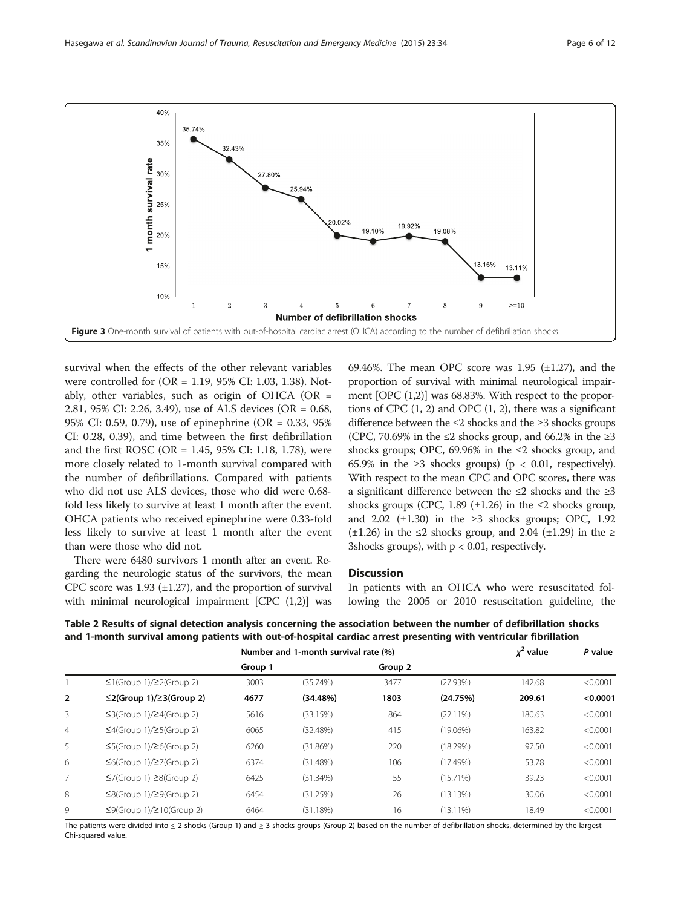Figure 3 One-month survival of patients with out-of-hospital cardiac arrest (OHCA) according to the number of defibrillation shocks.

survival when the effects of the other relevant variables were controlled for (OR = 1.19, 95% CI: 1.03, 1.38). Notably, other variables, such as origin of OHCA (OR = 2.81, 95% CI: 2.26, 3.49), use of ALS devices (OR = 0.68, 95% CI: 0.59, 0.79), use of epinephrine (OR = 0.33, 95% CI: 0.28, 0.39), and time between the first defibrillation and the first ROSC (OR = 1.45, 95% CI: 1.18, 1.78), were more closely related to 1-month survival compared with the number of defibrillations. Compared with patients who did not use ALS devices, those who did were 0.68-fold less likely to survive at least 1 month after the event. OHCA patients who received epinephrine were 0.33-fold less likely to survive at least 1 month after the event than were those who did not.

There were 6480 survivors 1 month after an event. Regarding the neurologic status of the survivors, the mean CPC score was 1.93 (±1.27), and the proportion of survival with minimal neurological impairment [CPC (1,2)] was 69.46%. The mean OPC score was 1.95 (±1.27), and the proportion of survival with minimal neurological impairment [OPC (1,2)] was 68.83%. With respect to the proportions of CPC (1, 2) and OPC (1, 2), there was a significant difference between the ≤2 shocks and the ≥3 shocks groups (CPC, 70.69% in the ≤2 shocks group, and 66.2% in the ≥3 shocks groups; OPC, 69.96% in the ≤2 shocks group, and 65.9% in the ≥3 shocks groups) ($p < 0.01$, respectively). With respect to the mean CPC and OPC scores, there was a significant difference between the ≤2 shocks and the ≥3 shocks groups (CPC, 1.89 (±1.26) in the ≤2 shocks group, and 2.02 (±1.30) in the ≥3 shocks groups; OPC, 1.92 (±1.26) in the ≤2 shocks group, and 2.04 (±1.29) in the ≥ 3shocks groups), with $p < 0.01$, respectively.

## Discussion

In patients with an OHCA who were resuscitated following the 2005 or 2010 resuscitation guideline, the

**Table 2 Results of signal detection analysis concerning the association between the number of defibrillation shocks and 1-month survival among patients with out-of-hospital cardiac arrest presenting with ventricular fibrillation**

| | | Number and 1-month survival rate (%) | | | | $\chi^2$ value | P value |
|---|---|---|---|---|---|---|---|
| | | Group 1 | | Group 2 | | | |
| 1 | ≤1(Group 1)/≥2(Group 2) | 3003 | (35.74%) | 3477 | (27.93%) | 142.68 | <0.0001 |
| **2** | **≤2(Group 1)/≥3(Group 2)** | **4677** | **(34.48%)** | **1803** | **(24.75%)** | **209.61** | **<0.0001** |
| 3 | ≤3(Group 1)/≥4(Group 2) | 5616 | (33.15%) | 864 | (22.11%) | 180.63 | <0.0001 |
| 4 | ≤4(Group 1)/≥5(Group 2) | 6065 | (32.48%) | 415 | (19.06%) | 163.82 | <0.0001 |
| 5 | ≤5(Group 1)/≥6(Group 2) | 6260 | (31.86%) | 220 | (18.29%) | 97.50 | <0.0001 |
| 6 | ≤6(Group 1)/≥7(Group 2) | 6374 | (31.48%) | 106 | (17.49%) | 53.78 | <0.0001 |
| 7 | ≤7(Group 1) ≥8(Group 2) | 6425 | (31.34%) | 55 | (15.71%) | 39.23 | <0.0001 |
| 8 | ≤8(Group 1)/≥9(Group 2) | 6454 | (31.25%) | 26 | (13.13%) | 30.06 | <0.0001 |
| 9 | ≤9(Group 1)/≥10(Group 2) | 6464 | (31.18%) | 16 | (13.11%) | 18.49 | <0.0001 |

The patients were divided into ≤ 2 shocks (Group 1) and ≥ 3 shocks groups (Group 2) based on the number of defibrillation shocks, determined by the largest Chi-squared value.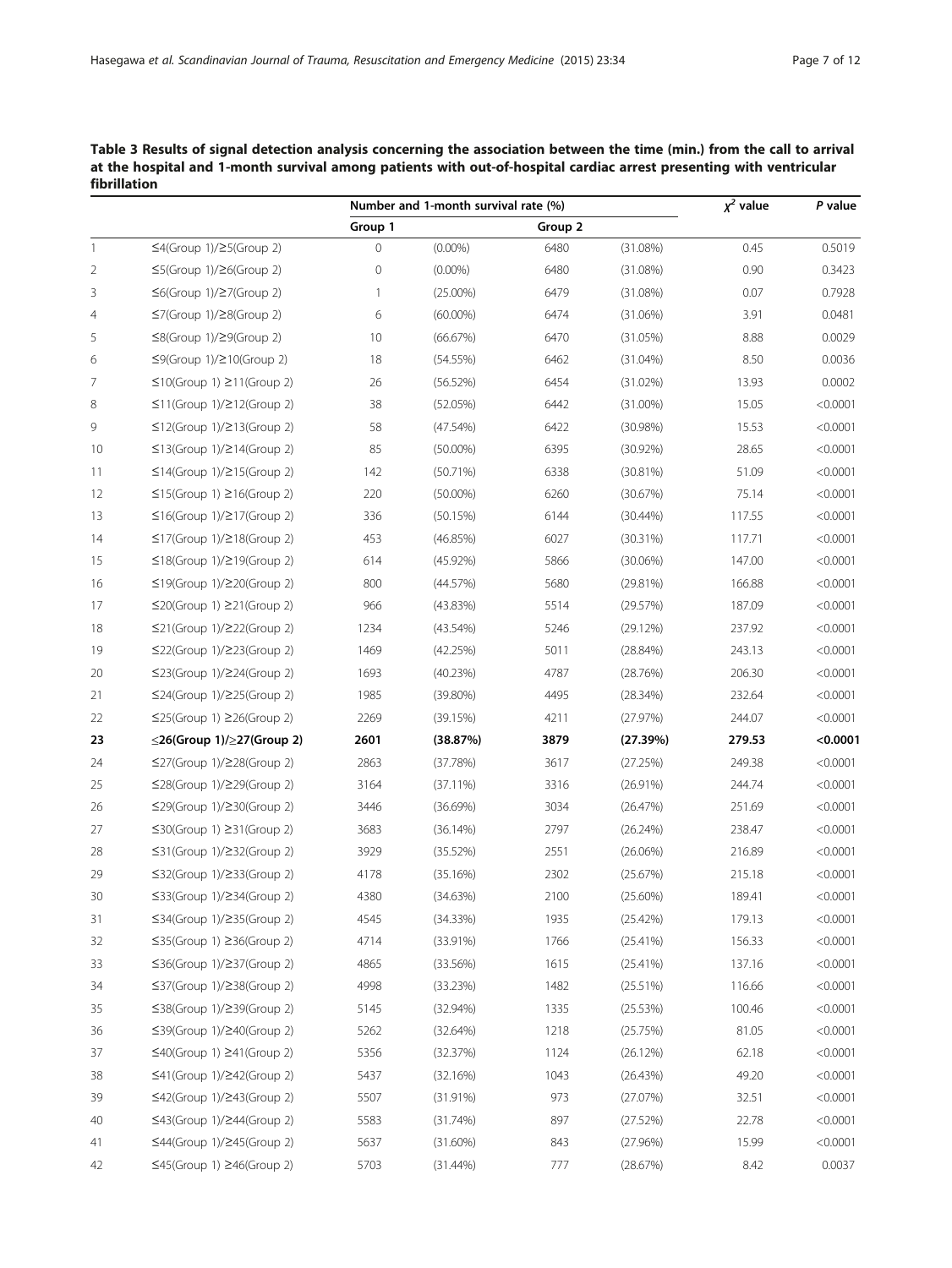**Table 3 Results of signal detection analysis concerning the association between the time (min.) from the call to arrival at the hospital and 1-month survival among patients with out-of-hospital cardiac arrest presenting with ventricular fibrillation**

| | | Number and 1-month survival rate (%) | | | | $\chi^2$ value | P value |
|---|---|---|---|---|---|---|---|
| | | Group 1 | | Group 2 | | | |
| 1 | ≤4(Group 1)/≥5(Group 2) | 0 | (0.00%) | 6480 | (31.08%) | 0.45 | 0.5019 |
| 2 | ≤5(Group 1)/≥6(Group 2) | 0 | (0.00%) | 6480 | (31.08%) | 0.90 | 0.3423 |
| 3 | ≤6(Group 1)/≥7(Group 2) | 1 | (25.00%) | 6479 | (31.08%) | 0.07 | 0.7928 |
| 4 | ≤7(Group 1)/≥8(Group 2) | 6 | (60.00%) | 6474 | (31.06%) | 3.91 | 0.0481 |
| 5 | ≤8(Group 1)/≥9(Group 2) | 10 | (66.67%) | 6470 | (31.05%) | 8.88 | 0.0029 |
| 6 | ≤9(Group 1)/≥10(Group 2) | 18 | (54.55%) | 6462 | (31.04%) | 8.50 | 0.0036 |
| 7 | ≤10(Group 1) ≥11(Group 2) | 26 | (56.52%) | 6454 | (31.02%) | 13.93 | 0.0002 |
| 8 | ≤11(Group 1)/≥12(Group 2) | 38 | (52.05%) | 6442 | (31.00%) | 15.05 | <0.0001 |
| 9 | ≤12(Group 1)/≥13(Group 2) | 58 | (47.54%) | 6422 | (30.98%) | 15.53 | <0.0001 |
| 10 | ≤13(Group 1)/≥14(Group 2) | 85 | (50.00%) | 6395 | (30.92%) | 28.65 | <0.0001 |
| 11 | ≤14(Group 1)/≥15(Group 2) | 142 | (50.71%) | 6338 | (30.81%) | 51.09 | <0.0001 |
| 12 | ≤15(Group 1) ≥16(Group 2) | 220 | (50.00%) | 6260 | (30.67%) | 75.14 | <0.0001 |
| 13 | ≤16(Group 1)/≥17(Group 2) | 336 | (50.15%) | 6144 | (30.44%) | 117.55 | <0.0001 |
| 14 | ≤17(Group 1)/≥18(Group 2) | 453 | (46.85%) | 6027 | (30.31%) | 117.71 | <0.0001 |
| 15 | ≤18(Group 1)/≥19(Group 2) | 614 | (45.92%) | 5866 | (30.06%) | 147.00 | <0.0001 |
| 16 | ≤19(Group 1)/≥20(Group 2) | 800 | (44.57%) | 5680 | (29.81%) | 166.88 | <0.0001 |
| 17 | ≤20(Group 1) ≥21(Group 2) | 966 | (43.83%) | 5514 | (29.57%) | 187.09 | <0.0001 |
| 18 | ≤21(Group 1)/≥22(Group 2) | 1234 | (43.54%) | 5246 | (29.12%) | 237.92 | <0.0001 |
| 19 | ≤22(Group 1)/≥23(Group 2) | 1469 | (42.25%) | 5011 | (28.84%) | 243.13 | <0.0001 |
| 20 | ≤23(Group 1)/≥24(Group 2) | 1693 | (40.23%) | 4787 | (28.76%) | 206.30 | <0.0001 |
| 21 | ≤24(Group 1)/≥25(Group 2) | 1985 | (39.80%) | 4495 | (28.34%) | 232.64 | <0.0001 |
| 22 | ≤25(Group 1) ≥26(Group 2) | 2269 | (39.15%) | 4211 | (27.97%) | 244.07 | <0.0001 |
| **23** | **≤26(Group 1)/≥27(Group 2)** | **2601** | **(38.87%)** | **3879** | **(27.39%)** | **279.53** | **<0.0001** |
| 24 | ≤27(Group 1)/≥28(Group 2) | 2863 | (37.78%) | 3617 | (27.25%) | 249.38 | <0.0001 |
| 25 | ≤28(Group 1)/≥29(Group 2) | 3164 | (37.11%) | 3316 | (26.91%) | 244.74 | <0.0001 |
| 26 | ≤29(Group 1)/≥30(Group 2) | 3446 | (36.69%) | 3034 | (26.47%) | 251.69 | <0.0001 |
| 27 | ≤30(Group 1) ≥31(Group 2) | 3683 | (36.14%) | 2797 | (26.24%) | 238.47 | <0.0001 |
| 28 | ≤31(Group 1)/≥32(Group 2) | 3929 | (35.52%) | 2551 | (26.06%) | 216.89 | <0.0001 |
| 29 | ≤32(Group 1)/≥33(Group 2) | 4178 | (35.16%) | 2302 | (25.67%) | 215.18 | <0.0001 |
| 30 | ≤33(Group 1)/≥34(Group 2) | 4380 | (34.63%) | 2100 | (25.60%) | 189.41 | <0.0001 |
| 31 | ≤34(Group 1)/≥35(Group 2) | 4545 | (34.33%) | 1935 | (25.42%) | 179.13 | <0.0001 |
| 32 | ≤35(Group 1) ≥36(Group 2) | 4714 | (33.91%) | 1766 | (25.41%) | 156.33 | <0.0001 |
| 33 | ≤36(Group 1)/≥37(Group 2) | 4865 | (33.56%) | 1615 | (25.41%) | 137.16 | <0.0001 |
| 34 | ≤37(Group 1)/≥38(Group 2) | 4998 | (33.23%) | 1482 | (25.51%) | 116.66 | <0.0001 |
| 35 | ≤38(Group 1)/≥39(Group 2) | 5145 | (32.94%) | 1335 | (25.53%) | 100.46 | <0.0001 |
| 36 | ≤39(Group 1)/≥40(Group 2) | 5262 | (32.64%) | 1218 | (25.75%) | 81.05 | <0.0001 |
| 37 | ≤40(Group 1) ≥41(Group 2) | 5356 | (32.37%) | 1124 | (26.12%) | 62.18 | <0.0001 |
| 38 | ≤41(Group 1)/≥42(Group 2) | 5437 | (32.16%) | 1043 | (26.43%) | 49.20 | <0.0001 |
| 39 | ≤42(Group 1)/≥43(Group 2) | 5507 | (31.91%) | 973 | (27.07%) | 32.51 | <0.0001 |
| 40 | ≤43(Group 1)/≥44(Group 2) | 5583 | (31.74%) | 897 | (27.52%) | 22.78 | <0.0001 |
| 41 | ≤44(Group 1)/≥45(Group 2) | 5637 | (31.60%) | 843 | (27.96%) | 15.99 | <0.0001 |
| 42 | ≤45(Group 1) ≥46(Group 2) | 5703 | (31.44%) | 777 | (28.67%) | 8.42 | 0.0037 |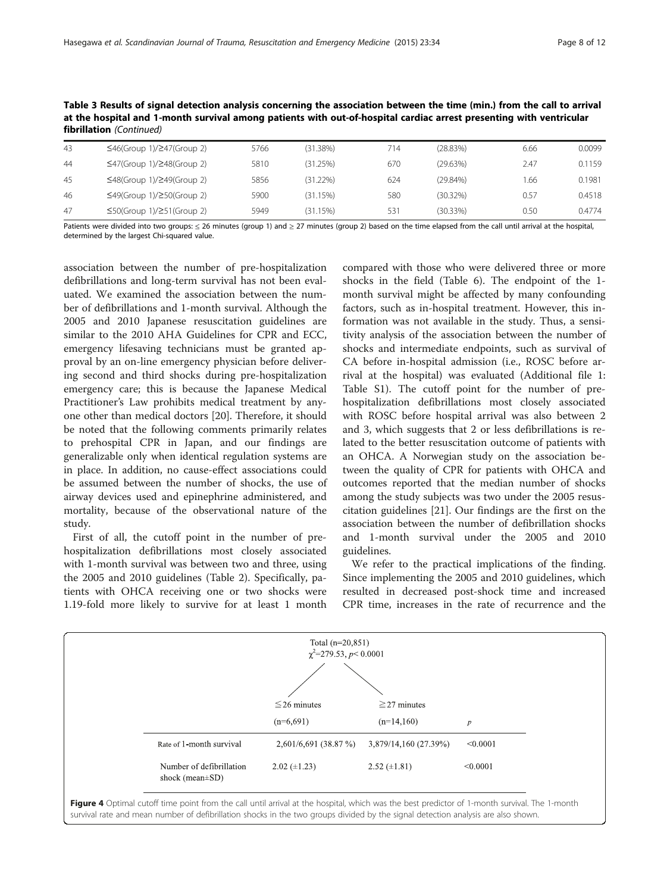**Table 3 Results of signal detection analysis concerning the association between the time (min.) from the call to arrival at the hospital and 1-month survival among patients with out-of-hospital cardiac arrest presenting with ventricular fibrillation** *(Continued)*

| | | | | | | | |
|---|---|---|---|---|---|---|---|
| 43 | ≤46(Group 1)/≥47(Group 2) | 5766 | (31.38%) | 714 | (28.83%) | 6.66 | 0.0099 |
| 44 | ≤47(Group 1)/≥48(Group 2) | 5810 | (31.25%) | 670 | (29.63%) | 2.47 | 0.1159 |
| 45 | ≤48(Group 1)/≥49(Group 2) | 5856 | (31.22%) | 624 | (29.84%) | 1.66 | 0.1981 |
| 46 | ≤49(Group 1)/≥50(Group 2) | 5900 | (31.15%) | 580 | (30.32%) | 0.57 | 0.4518 |
| 47 | ≤50(Group 1)/≥51(Group 2) | 5949 | (31.15%) | 531 | (30.33%) | 0.50 | 0.4774 |

Patients were divided into two groups: ≤ 26 minutes (group 1) and ≥ 27 minutes (group 2) based on the time elapsed from the call until arrival at the hospital, determined by the largest Chi-squared value.

association between the number of pre-hospitalization defibrillations and long-term survival has not been evaluated. We examined the association between the number of defibrillations and 1-month survival. Although the 2005 and 2010 Japanese resuscitation guidelines are similar to the 2010 AHA Guidelines for CPR and ECC, emergency lifesaving technicians must be granted approval by an on-line emergency physician before delivering second and third shocks during pre-hospitalization emergency care; this is because the Japanese Medical Practitioner's Law prohibits medical treatment by anyone other than medical doctors [20]. Therefore, it should be noted that the following comments primarily relates to prehospital CPR in Japan, and our findings are generalizable only when identical regulation systems are in place. In addition, no cause-effect associations could be assumed between the number of shocks, the use of airway devices used and epinephrine administered, and mortality, because of the observational nature of the study.

First of all, the cutoff point in the number of pre-hospitalization defibrillations most closely associated with 1-month survival was between two and three, using the 2005 and 2010 guidelines (Table 2). Specifically, patients with OHCA receiving one or two shocks were 1.19-fold more likely to survive for at least 1 month compared with those who were delivered three or more shocks in the field (Table 6). The endpoint of the 1-month survival might be affected by many confounding factors, such as in-hospital treatment. However, this information was not available in the study. Thus, a sensitivity analysis of the association between the number of shocks and intermediate endpoints, such as survival of CA before in-hospital admission (i.e., ROSC before arrival at the hospital) was evaluated (Additional file 1: Table S1). The cutoff point for the number of pre-hospitalization defibrillations most closely associated with ROSC before hospital arrival was also between 2 and 3, which suggests that 2 or less defibrillations is related to the better resuscitation outcome of patients with an OHCA. A Norwegian study on the association between the quality of CPR for patients with OHCA and outcomes reported that the median number of shocks among the study subjects was two under the 2005 resuscitation guidelines [21]. Our findings are the first on the association between the number of defibrillation shocks and 1-month survival under the 2005 and 2010 guidelines.

We refer to the practical implications of the finding. Since implementing the 2005 and 2010 guidelines, which resulted in decreased post-shock time and increased CPR time, increases in the rate of recurrence and the

Total (n=20,851)
$\chi^2$=279.53, $p$< 0.0001

| | ≦26 minutes (n=6,691) | ≧27 minutes (n=14,160) | $p$ |
|---|---|---|---|
| Rate of 1-month survival | 2,601/6,691 (38.87 %) | 3,879/14,160 (27.39%) | <0.0001 |
| Number of defibrillation shock (mean±SD) | 2.02 (±1.23) | 2.52 (±1.81) | <0.0001 |

**Figure 4** Optimal cutoff time point from the call until arrival at the hospital, which was the best predictor of 1-month survival. The 1-month survival rate and mean number of defibrillation shocks in the two groups divided by the signal detection analysis are also shown.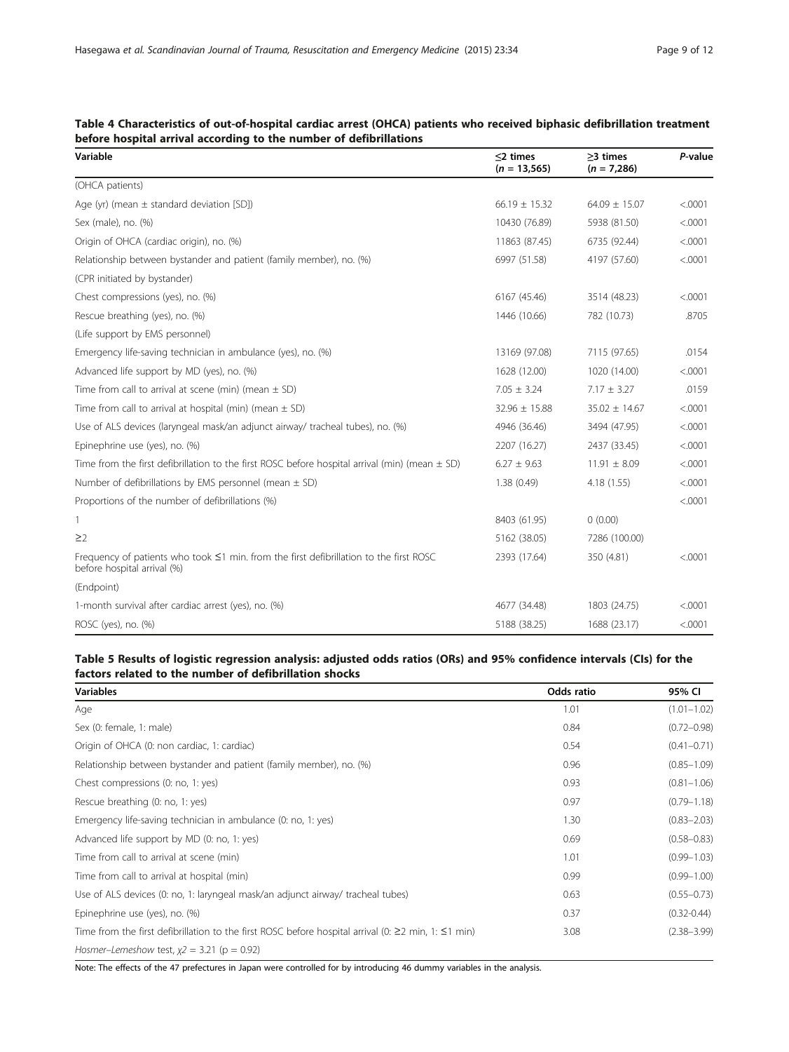**Table 4 Characteristics of out-of-hospital cardiac arrest (OHCA) patients who received biphasic defibrillation treatment before hospital arrival according to the number of defibrillations**

| Variable | ≤2 times ($n$ = 13,565) | ≥3 times ($n$ = 7,286) | $P$-value |
|---|---|---|---|
| (OHCA patients) | | | |
| Age (yr) (mean ± standard deviation [SD]) | 66.19 ± 15.32 | 64.09 ± 15.07 | <.0001 |
| Sex (male), no. (%) | 10430 (76.89) | 5938 (81.50) | <.0001 |
| Origin of OHCA (cardiac origin), no. (%) | 11863 (87.45) | 6735 (92.44) | <.0001 |
| Relationship between bystander and patient (family member), no. (%) | 6997 (51.58) | 4197 (57.60) | <.0001 |
| (CPR initiated by bystander) | | | |
| Chest compressions (yes), no. (%) | 6167 (45.46) | 3514 (48.23) | <.0001 |
| Rescue breathing (yes), no. (%) | 1446 (10.66) | 782 (10.73) | .8705 |
| (Life support by EMS personnel) | | | |
| Emergency life-saving technician in ambulance (yes), no. (%) | 13169 (97.08) | 7115 (97.65) | .0154 |
| Advanced life support by MD (yes), no. (%) | 1628 (12.00) | 1020 (14.00) | <.0001 |
| Time from call to arrival at scene (min) (mean ± SD) | 7.05 ± 3.24 | 7.17 ± 3.27 | .0159 |
| Time from call to arrival at hospital (min) (mean ± SD) | 32.96 ± 15.88 | 35.02 ± 14.67 | <.0001 |
| Use of ALS devices (laryngeal mask/an adjunct airway/ tracheal tubes), no. (%) | 4946 (36.46) | 3494 (47.95) | <.0001 |
| Epinephrine use (yes), no. (%) | 2207 (16.27) | 2437 (33.45) | <.0001 |
| Time from the first defibrillation to the first ROSC before hospital arrival (min) (mean ± SD) | 6.27 ± 9.63 | 11.91 ± 8.09 | <.0001 |
| Number of defibrillations by EMS personnel (mean ± SD) | 1.38 (0.49) | 4.18 (1.55) | <.0001 |
| Proportions of the number of defibrillations (%) | | | <.0001 |
| 1 | 8403 (61.95) | 0 (0.00) | |
| ≥2 | 5162 (38.05) | 7286 (100.00) | |
| Frequency of patients who took ≤1 min. from the first defibrillation to the first ROSC before hospital arrival (%) | 2393 (17.64) | 350 (4.81) | <.0001 |
| (Endpoint) | | | |
| 1-month survival after cardiac arrest (yes), no. (%) | 4677 (34.48) | 1803 (24.75) | <.0001 |
| ROSC (yes), no. (%) | 5188 (38.25) | 1688 (23.17) | <.0001 |

**Table 5 Results of logistic regression analysis: adjusted odds ratios (ORs) and 95% confidence intervals (CIs) for the factors related to the number of defibrillation shocks**

| Variables | Odds ratio | 95% CI |
|---|---|---|
| Age | 1.01 | (1.01–1.02) |
| Sex (0: female, 1: male) | 0.84 | (0.72–0.98) |
| Origin of OHCA (0: non cardiac, 1: cardiac) | 0.54 | (0.41–0.71) |
| Relationship between bystander and patient (family member), no. (%) | 0.96 | (0.85–1.09) |
| Chest compressions (0: no, 1: yes) | 0.93 | (0.81–1.06) |
| Rescue breathing (0: no, 1: yes) | 0.97 | (0.79–1.18) |
| Emergency life-saving technician in ambulance (0: no, 1: yes) | 1.30 | (0.83–2.03) |
| Advanced life support by MD (0: no, 1: yes) | 0.69 | (0.58–0.83) |
| Time from call to arrival at scene (min) | 1.01 | (0.99–1.03) |
| Time from call to arrival at hospital (min) | 0.99 | (0.99–1.00) |
| Use of ALS devices (0: no, 1: laryngeal mask/an adjunct airway/ tracheal tubes) | 0.63 | (0.55–0.73) |
| Epinephrine use (yes), no. (%) | 0.37 | (0.32-0.44) |
| Time from the first defibrillation to the first ROSC before hospital arrival (0: ≥2 min, 1: ≤1 min) | 3.08 | (2.38–3.99) |
| *Hosmer–Lemeshow test*, $\chi 2$ = 3.21 (p = 0.92) | | |

Note: The effects of the 47 prefectures in Japan were controlled for by introducing 46 dummy variables in the analysis.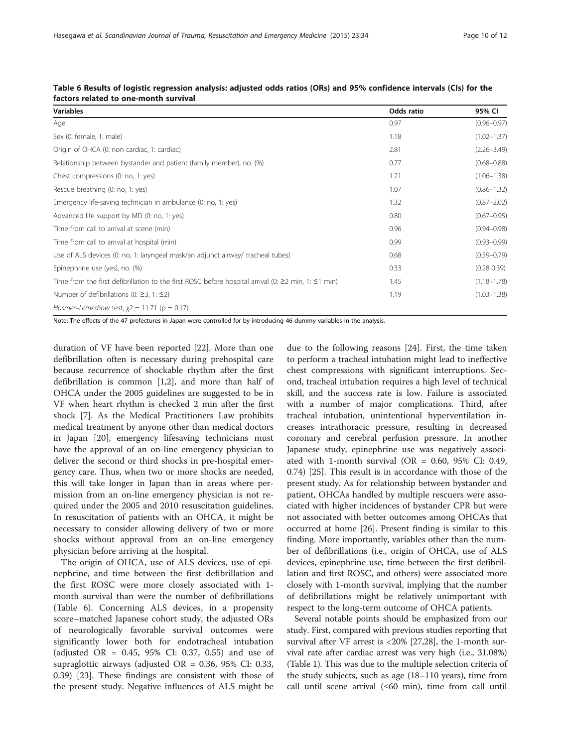**Table 6 Results of logistic regression analysis: adjusted odds ratios (ORs) and 95% confidence intervals (CIs) for the factors related to one-month survival**

| Variables | Odds ratio | 95% CI |
|---|---|---|
| Age | 0.97 | (0.96–0.97) |
| Sex (0: female, 1: male) | 1.18 | (1.02–1.37) |
| Origin of OHCA (0: non cardiac, 1: cardiac) | 2.81 | (2.26–3.49) |
| Relationship between bystander and patient (family member), no. (%) | 0.77 | (0.68–0.88) |
| Chest compressions (0: no, 1: yes) | 1.21 | (1.06–1.38) |
| Rescue breathing (0: no, 1: yes) | 1.07 | (0.86–1.32) |
| Emergency life-saving technician in ambulance (0: no, 1: yes) | 1.32 | (0.87–2.02) |
| Advanced life support by MD (0: no, 1: yes) | 0.80 | (0.67–0.95) |
| Time from call to arrival at scene (min) | 0.96 | (0.94–0.98) |
| Time from call to arrival at hospital (min) | 0.99 | (0.93–0.99) |
| Use of ALS devices (0: no, 1: laryngeal mask/an adjunct airway/ tracheal tubes) | 0.68 | (0.59–0.79) |
| Epinephrine use (yes), no. (%) | 0.33 | (0.28-0.39) |
| Time from the first defibrillation to the first ROSC before hospital arrival (0: ≥2 min, 1: ≤1 min) | 1.45 | (1.18–1.78) |
| Number of defibrillations (0: ≥3, 1: ≤2) | 1.19 | (1.03–1.38) |
| *Hosmer–Lemeshow test, $\chi 2$ = 11.71 (p = 0.17)* | | |

Note: The effects of the 47 prefectures in Japan were controlled for by introducing 46 dummy variables in the analysis.

duration of VF have been reported [22]. More than one defibrillation often is necessary during prehospital care because recurrence of shockable rhythm after the first defibrillation is common [1,2], and more than half of OHCA under the 2005 guidelines are suggested to be in VF when heart rhythm is checked 2 min after the first shock [7]. As the Medical Practitioners Law prohibits medical treatment by anyone other than medical doctors in Japan [20], emergency lifesaving technicians must have the approval of an on-line emergency physician to deliver the second or third shocks in pre-hospital emergency care. Thus, when two or more shocks are needed, this will take longer in Japan than in areas where permission from an on-line emergency physician is not required under the 2005 and 2010 resuscitation guidelines. In resuscitation of patients with an OHCA, it might be necessary to consider allowing delivery of two or more shocks without approval from an on-line emergency physician before arriving at the hospital.

The origin of OHCA, use of ALS devices, use of epinephrine, and time between the first defibrillation and the first ROSC were more closely associated with 1-month survival than were the number of defibrillations (Table 6). Concerning ALS devices, in a propensity score–matched Japanese cohort study, the adjusted ORs of neurologically favorable survival outcomes were significantly lower both for endotracheal intubation (adjusted OR = 0.45, 95% CI: 0.37, 0.55) and use of supraglottic airways (adjusted OR = 0.36, 95% CI: 0.33, 0.39) [23]. These findings are consistent with those of the present study. Negative influences of ALS might be due to the following reasons [24]. First, the time taken to perform a tracheal intubation might lead to ineffective chest compressions with significant interruptions. Second, tracheal intubation requires a high level of technical skill, and the success rate is low. Failure is associated with a number of major complications. Third, after tracheal intubation, unintentional hyperventilation increases intrathoracic pressure, resulting in decreased coronary and cerebral perfusion pressure. In another Japanese study, epinephrine use was negatively associated with 1-month survival (OR = 0.60, 95% CI: 0.49, 0.74) [25]. This result is in accordance with those of the present study. As for relationship between bystander and patient, OHCAs handled by multiple rescuers were associated with higher incidences of bystander CPR but were not associated with better outcomes among OHCAs that occurred at home [26]. Present finding is similar to this finding. More importantly, variables other than the number of defibrillations (i.e., origin of OHCA, use of ALS devices, epinephrine use, time between the first defibrillation and first ROSC, and others) were associated more closely with 1-month survival, implying that the number of defibrillations might be relatively unimportant with respect to the long-term outcome of OHCA patients.

Several notable points should be emphasized from our study. First, compared with previous studies reporting that survival after VF arrest is <20% [27,28], the 1-month survival rate after cardiac arrest was very high (i.e., 31.08%) (Table 1). This was due to the multiple selection criteria of the study subjects, such as age (18–110 years), time from call until scene arrival (≤60 min), time from call until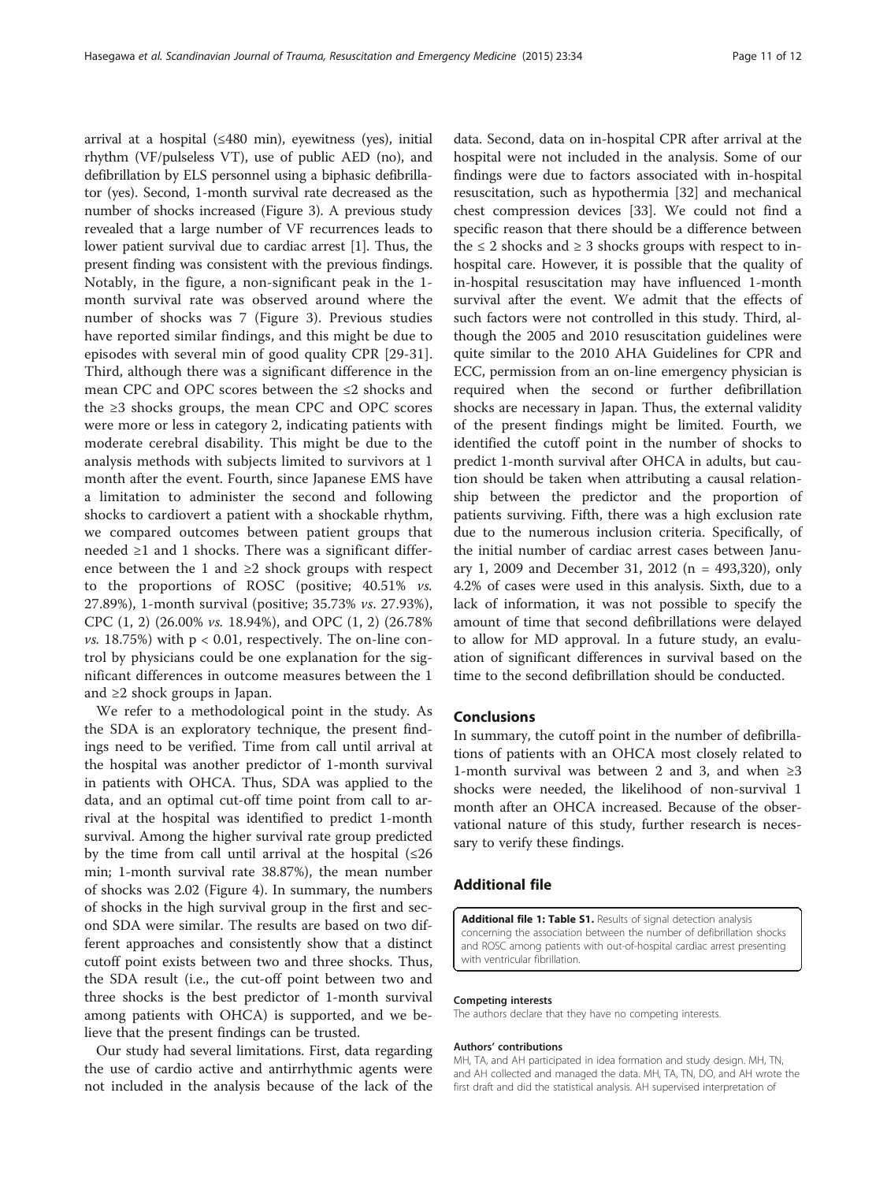arrival at a hospital (≤480 min), eyewitness (yes), initial rhythm (VF/pulseless VT), use of public AED (no), and defibrillation by ELS personnel using a biphasic defibrillator (yes). Second, 1-month survival rate decreased as the number of shocks increased (Figure 3). A previous study revealed that a large number of VF recurrences leads to lower patient survival due to cardiac arrest [1]. Thus, the present finding was consistent with the previous findings. Notably, in the figure, a non-significant peak in the 1-month survival rate was observed around where the number of shocks was 7 (Figure 3). Previous studies have reported similar findings, and this might be due to episodes with several min of good quality CPR [29-31]. Third, although there was a significant difference in the mean CPC and OPC scores between the ≤2 shocks and the ≥3 shocks groups, the mean CPC and OPC scores were more or less in category 2, indicating patients with moderate cerebral disability. This might be due to the analysis methods with subjects limited to survivors at 1 month after the event. Fourth, since Japanese EMS have a limitation to administer the second and following shocks to cardiovert a patient with a shockable rhythm, we compared outcomes between patient groups that needed ≥1 and 1 shocks. There was a significant difference between the 1 and ≥2 shock groups with respect to the proportions of ROSC (positive; 40.51% *vs.* 27.89%), 1-month survival (positive; 35.73% *vs*. 27.93%), CPC (1, 2) (26.00% *vs.* 18.94%), and OPC (1, 2) (26.78% *vs.* 18.75%) with $p < 0.01$, respectively. The on-line control by physicians could be one explanation for the significant differences in outcome measures between the 1 and ≥2 shock groups in Japan.

We refer to a methodological point in the study. As the SDA is an exploratory technique, the present findings need to be verified. Time from call until arrival at the hospital was another predictor of 1-month survival in patients with OHCA. Thus, SDA was applied to the data, and an optimal cut-off time point from call to arrival at the hospital was identified to predict 1-month survival. Among the higher survival rate group predicted by the time from call until arrival at the hospital (≤26 min; 1-month survival rate 38.87%), the mean number of shocks was 2.02 (Figure 4). In summary, the numbers of shocks in the high survival group in the first and second SDA were similar. The results are based on two different approaches and consistently show that a distinct cutoff point exists between two and three shocks. Thus, the SDA result (i.e., the cut-off point between two and three shocks is the best predictor of 1-month survival among patients with OHCA) is supported, and we believe that the present findings can be trusted.

Our study had several limitations. First, data regarding the use of cardio active and antirrhythmic agents were not included in the analysis because of the lack of the data. Second, data on in-hospital CPR after arrival at the hospital were not included in the analysis. Some of our findings were due to factors associated with in-hospital resuscitation, such as hypothermia [32] and mechanical chest compression devices [33]. We could not find a specific reason that there should be a difference between the ≤ 2 shocks and ≥ 3 shocks groups with respect to in-hospital care. However, it is possible that the quality of in-hospital resuscitation may have influenced 1-month survival after the event. We admit that the effects of such factors were not controlled in this study. Third, although the 2005 and 2010 resuscitation guidelines were quite similar to the 2010 AHA Guidelines for CPR and ECC, permission from an on-line emergency physician is required when the second or further defibrillation shocks are necessary in Japan. Thus, the external validity of the present findings might be limited. Fourth, we identified the cutoff point in the number of shocks to predict 1-month survival after OHCA in adults, but caution should be taken when attributing a causal relationship between the predictor and the proportion of patients surviving. Fifth, there was a high exclusion rate due to the numerous inclusion criteria. Specifically, of the initial number of cardiac arrest cases between January 1, 2009 and December 31, 2012 (n = 493,320), only 4.2% of cases were used in this analysis. Sixth, due to a lack of information, it was not possible to specify the amount of time that second defibrillations were delayed to allow for MD approval. In a future study, an evaluation of significant differences in survival based on the time to the second defibrillation should be conducted.

## Conclusions

In summary, the cutoff point in the number of defibrillations of patients with an OHCA most closely related to 1-month survival was between 2 and 3, and when ≥3 shocks were needed, the likelihood of non-survival 1 month after an OHCA increased. Because of the observational nature of this study, further research is necessary to verify these findings.

## Additional file

**Additional file 1: Table S1.** Results of signal detection analysis concerning the association between the number of defibrillation shocks and ROSC among patients with out-of-hospital cardiac arrest presenting with ventricular fibrillation.

#### Competing interests

The authors declare that they have no competing interests.

#### Authors' contributions

MH, TA, and AH participated in idea formation and study design. MH, TN, and AH collected and managed the data. MH, TA, TN, DO, and AH wrote the first draft and did the statistical analysis. AH supervised interpretation of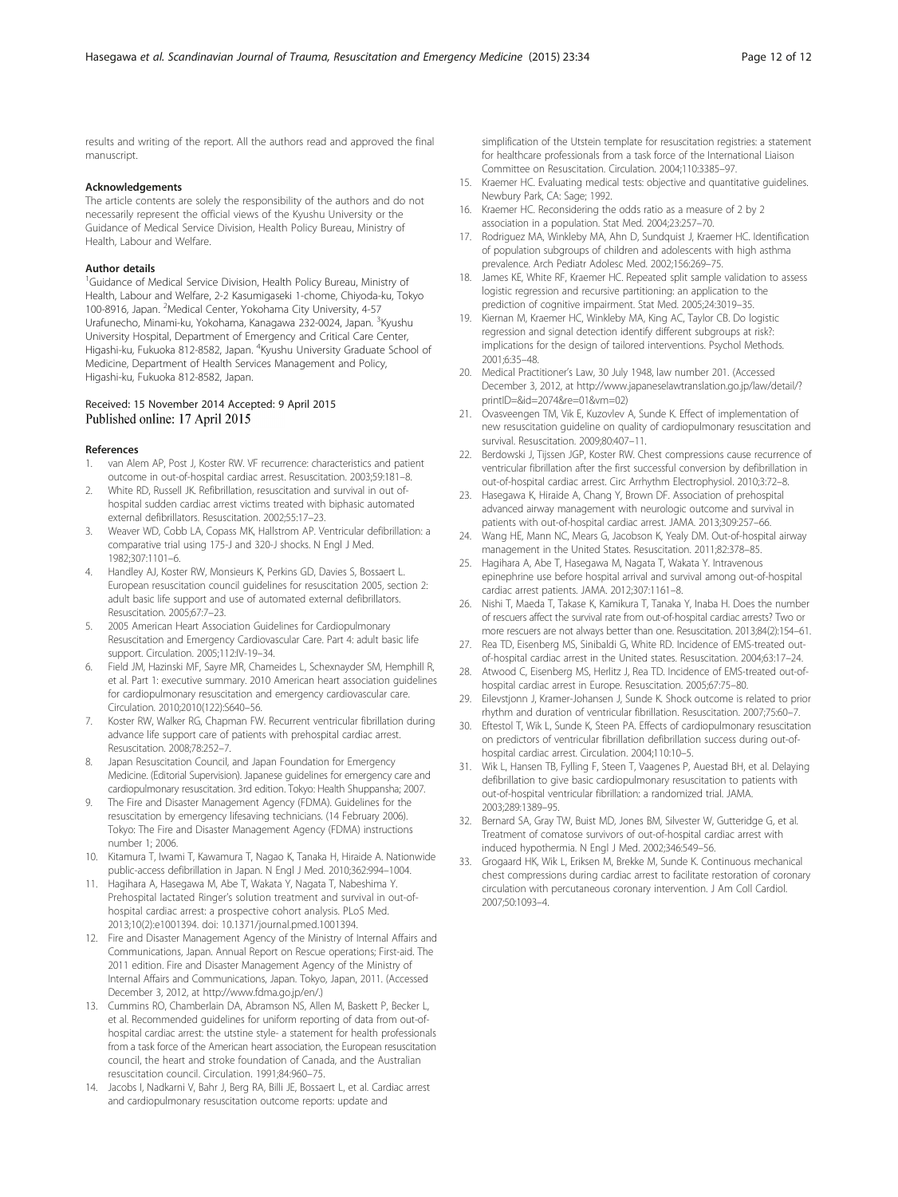results and writing of the report. All the authors read and approved the final manuscript.

#### Acknowledgements

The article contents are solely the responsibility of the authors and do not necessarily represent the official views of the Kyushu University or the Guidance of Medical Service Division, Health Policy Bureau, Ministry of Health, Labour and Welfare.

#### Author details

[1]Guidance of Medical Service Division, Health Policy Bureau, Ministry of Health, Labour and Welfare, 2-2 Kasumigaseki 1-chome, Chiyoda-ku, Tokyo 100-8916, Japan. [2]Medical Center, Yokohama City University, 4-57 Urafunecho, Minami-ku, Yokohama, Kanagawa 232-0024, Japan. [3]Kyushu University Hospital, Department of Emergency and Critical Care Center, Higashi-ku, Fukuoka 812-8582, Japan. [4]Kyushu University Graduate School of Medicine, Department of Health Services Management and Policy, Higashi-ku, Fukuoka 812-8582, Japan.

Received: 15 November 2014 Accepted: 9 April 2015
Published online: 17 April 2015

#### References

1. van Alem AP, Post J, Koster RW. VF recurrence: characteristics and patient outcome in out-of-hospital cardiac arrest. Resuscitation. 2003;59:181–8.
2. White RD, Russell JK. Refibrillation, resuscitation and survival in out of-hospital sudden cardiac arrest victims treated with biphasic automated external defibrillators. Resuscitation. 2002;55:17–23.
3. Weaver WD, Cobb LA, Copass MK, Hallstrom AP. Ventricular defibrillation: a comparative trial using 175-J and 320-J shocks. N Engl J Med. 1982;307:1101–6.
4. Handley AJ, Koster RW, Monsieurs K, Perkins GD, Davies S, Bossaert L. European resuscitation council guidelines for resuscitation 2005, section 2: adult basic life support and use of automated external defibrillators. Resuscitation. 2005;67:7–23.
5. 2005 American Heart Association Guidelines for Cardiopulmonary Resuscitation and Emergency Cardiovascular Care. Part 4: adult basic life support. Circulation. 2005;112:IV-19–34.
6. Field JM, Hazinski MF, Sayre MR, Chameides L, Schexnayder SM, Hemphill R, et al. Part 1: executive summary. 2010 American heart association guidelines for cardiopulmonary resuscitation and emergency cardiovascular care. Circulation. 2010;2010(122):S640–56.
7. Koster RW, Walker RG, Chapman FW. Recurrent ventricular fibrillation during advance life support care of patients with prehospital cardiac arrest. Resuscitation. 2008;78:252–7.
8. Japan Resuscitation Council, and Japan Foundation for Emergency Medicine. (Editorial Supervision). Japanese guidelines for emergency care and cardiopulmonary resuscitation. 3rd edition. Tokyo: Health Shuppansha; 2007.
9. The Fire and Disaster Management Agency (FDMA). Guidelines for the resuscitation by emergency lifesaving technicians. (14 February 2006). Tokyo: The Fire and Disaster Management Agency (FDMA) instructions number 1; 2006.
10. Kitamura T, Iwami T, Kawamura T, Nagao K, Tanaka H, Hiraide A. Nationwide public-access defibrillation in Japan. N Engl J Med. 2010;362:994–1004.
11. Hagihara A, Hasegawa M, Abe T, Wakata Y, Nagata T, Nabeshima Y. Prehospital lactated Ringer's solution treatment and survival in out-of-hospital cardiac arrest: a prospective cohort analysis. PLoS Med. 2013;10(2):e1001394. doi: 10.1371/journal.pmed.1001394.
12. Fire and Disaster Management Agency of the Ministry of Internal Affairs and Communications, Japan. Annual Report on Rescue operations; First-aid. The 2011 edition. Fire and Disaster Management Agency of the Ministry of Internal Affairs and Communications, Japan. Tokyo, Japan, 2011. (Accessed December 3, 2012, at http://www.fdma.go.jp/en/.)
13. Cummins RO, Chamberlain DA, Abramson NS, Allen M, Baskett P, Becker L, et al. Recommended guidelines for uniform reporting of data from out-of-hospital cardiac arrest: the utstine style- a statement for health professionals from a task force of the American heart association, the European resuscitation council, the heart and stroke foundation of Canada, and the Australian resuscitation council. Circulation. 1991;84:960–75.
14. Jacobs I, Nadkarni V, Bahr J, Berg RA, Billi JE, Bossaert L, et al. Cardiac arrest and cardiopulmonary resuscitation outcome reports: update and simplification of the Utstein template for resuscitation registries: a statement for healthcare professionals from a task force of the International Liaison Committee on Resuscitation. Circulation. 2004;110:3385–97.
15. Kraemer HC. Evaluating medical tests: objective and quantitative guidelines. Newbury Park, CA: Sage; 1992.
16. Kraemer HC. Reconsidering the odds ratio as a measure of 2 by 2 association in a population. Stat Med. 2004;23:257–70.
17. Rodriguez MA, Winkleby MA, Ahn D, Sundquist J, Kraemer HC. Identification of population subgroups of children and adolescents with high asthma prevalence. Arch Pediatr Adolesc Med. 2002;156:269–75.
18. James KE, White RF, Kraemer HC. Repeated split sample validation to assess logistic regression and recursive partitioning: an application to the prediction of cognitive impairment. Stat Med. 2005;24:3019–35.
19. Kiernan M, Kraemer HC, Winkleby MA, King AC, Taylor CB. Do logistic regression and signal detection identify different subgroups at risk?: implications for the design of tailored interventions. Psychol Methods. 2001;6:35–48.
20. Medical Practitioner's Law, 30 July 1948, law number 201. (Accessed December 3, 2012, at http://www.japaneselawtranslation.go.jp/law/detail/?printID=&id=2074&re=01&vm=02)
21. Ovasveengen TM, Vik E, Kuzovlev A, Sunde K. Effect of implementation of new resuscitation guideline on quality of cardiopulmonary resuscitation and survival. Resuscitation. 2009;80:407–11.
22. Berdowski J, Tijssen JGP, Koster RW. Chest compressions cause recurrence of ventricular fibrillation after the first successful conversion by defibrillation in out-of-hospital cardiac arrest. Circ Arrhythm Electrophysiol. 2010;3:72–8.
23. Hasegawa K, Hiraide A, Chang Y, Brown DF. Association of prehospital advanced airway management with neurologic outcome and survival in patients with out-of-hospital cardiac arrest. JAMA. 2013;309:257–66.
24. Wang HE, Mann NC, Mears G, Jacobson K, Yealy DM. Out-of-hospital airway management in the United States. Resuscitation. 2011;82:378–85.
25. Hagihara A, Abe T, Hasegawa M, Nagata T, Wakata Y. Intravenous epinephrine use before hospital arrival and survival among out-of-hospital cardiac arrest patients. JAMA. 2012;307:1161–8.
26. Nishi T, Maeda T, Takase K, Kamikura T, Tanaka Y, Inaba H. Does the number of rescuers affect the survival rate from out-of-hospital cardiac arrests? Two or more rescuers are not always better than one. Resuscitation. 2013;84(2):154–61.
27. Rea TD, Eisenberg MS, Sinibaldi G, White RD. Incidence of EMS-treated out-of-hospital cardiac arrest in the United states. Resuscitation. 2004;63:17–24.
28. Atwood C, Eisenberg MS, Herlitz J, Rea TD. Incidence of EMS-treated out-of-hospital cardiac arrest in Europe. Resuscitation. 2005;67:75–80.
29. Eilevstjonn J, Kramer-Johansen J, Sunde K. Shock outcome is related to prior rhythm and duration of ventricular fibrillation. Resuscitation. 2007;75:60–7.
30. Eftestol T, Wik L, Sunde K, Steen PA. Effects of cardiopulmonary resuscitation on predictors of ventricular fibrillation defibrillation success during out-of-hospital cardiac arrest. Circulation. 2004;110:10–5.
31. Wik L, Hansen TB, Fylling F, Steen T, Vaagenes P, Auestad BH, et al. Delaying defibrillation to give basic cardiopulmonary resuscitation to patients with out-of-hospital ventricular fibrillation: a randomized trial. JAMA. 2003;289:1389–95.
32. Bernard SA, Gray TW, Buist MD, Jones BM, Silvester W, Gutteridge G, et al. Treatment of comatose survivors of out-of-hospital cardiac arrest with induced hypothermia. N Engl J Med. 2002;346:549–56.
33. Grogaard HK, Wik L, Eriksen M, Brekke M, Sunde K. Continuous mechanical chest compressions during cardiac arrest to facilitate restoration of coronary circulation with percutaneous coronary intervention. J Am Coll Cardiol. 2007;50:1093–4.